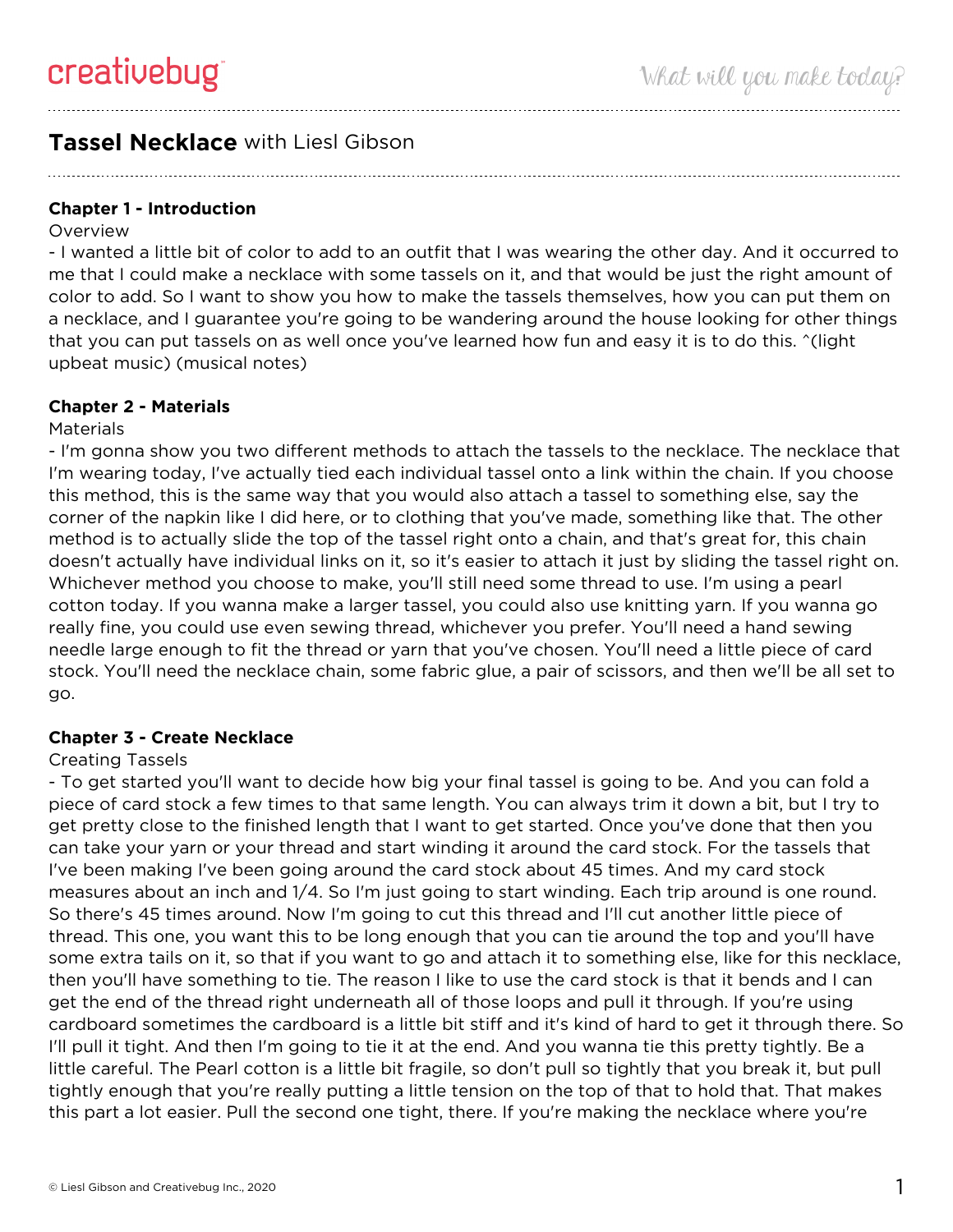# Tassel Necklace with Liesl Gibson

## Chapter 1 - Introduction

Overview

- I wanted a little bit of color to add to an outfit that I was wearing the other day. And it occurred to me that I could make a necklace with some tassels on it, and that would be just the right amount of color to add. So I want to show you how to make the tassels themselves, how you can put them on a necklace, and I guarantee you're going to be wandering around the house looking for other things that you can put tassels on as well once you've learned how fun and easy it is to do this. ^(light upbeat music) (musical notes)

## Chapter 2 - Materials

Materials

- I'm gonna show you two different methods to attach the tassels to the necklace. The necklace that I'm wearing today, I've actually tied each individual tassel onto a link within the chain. If you choose this method, this is the same way that you would also attach a tassel to something else, say the corner of the napkin like I did here, or to clothing that you've made, something like that. The other method is to actually slide the top of the tassel right onto a chain, and that's great for, this chain doesn't actually have individual links on it, so it's easier to attach it just by sliding the tassel right on. Whichever method you choose to make, you'll still need some thread to use. I'm using a pearl cotton today. If you wanna make a larger tassel, you could also use knitting yarn. If you wanna go really fine, you could use even sewing thread, whichever you prefer. You'll need a hand sewing needle large enough to fit the thread or yarn that you've chosen. You'll need a little piece of card stock. You'll need the necklace chain, some fabric glue, a pair of scissors, and then we'll be all set to go.

## Chapter 3 - Create Necklace

Creating Tassels

- To get started you'll want to decide how big your final tassel is going to be. And you can fold a piece of card stock a few times to that same length. You can always trim it down a bit, but I try to get pretty close to the finished length that I want to get started. Once you've done that then you can take your yarn or your thread and start winding it around the card stock. For the tassels that I've been making I've been going around the card stock about 45 times. And my card stock measures about an inch and 1/4. So I'm just going to start winding. Each trip around is one round. So there's 45 times around. Now I'm going to cut this thread and I'll cut another little piece of thread. This one, you want this to be long enough that you can tie around the top and you'll have some extra tails on it, so that if you want to go and attach it to something else, like for this necklace, then you'll have something to tie. The reason I like to use the card stock is that it bends and I can get the end of the thread right underneath all of those loops and pull it through. If you're using cardboard sometimes the cardboard is a little bit stiff and it's kind of hard to get it through there. So I'll pull it tight. And then I'm going to tie it at the end. And you wanna tie this pretty tightly. Be a little careful. The Pearl cotton is a little bit fragile, so don't pull so tightly that you break it, but pull tightly enough that you're really putting a little tension on the top of that to hold that. That makes this part a lot easier. Pull the second one tight, there. If you're making the necklace where you're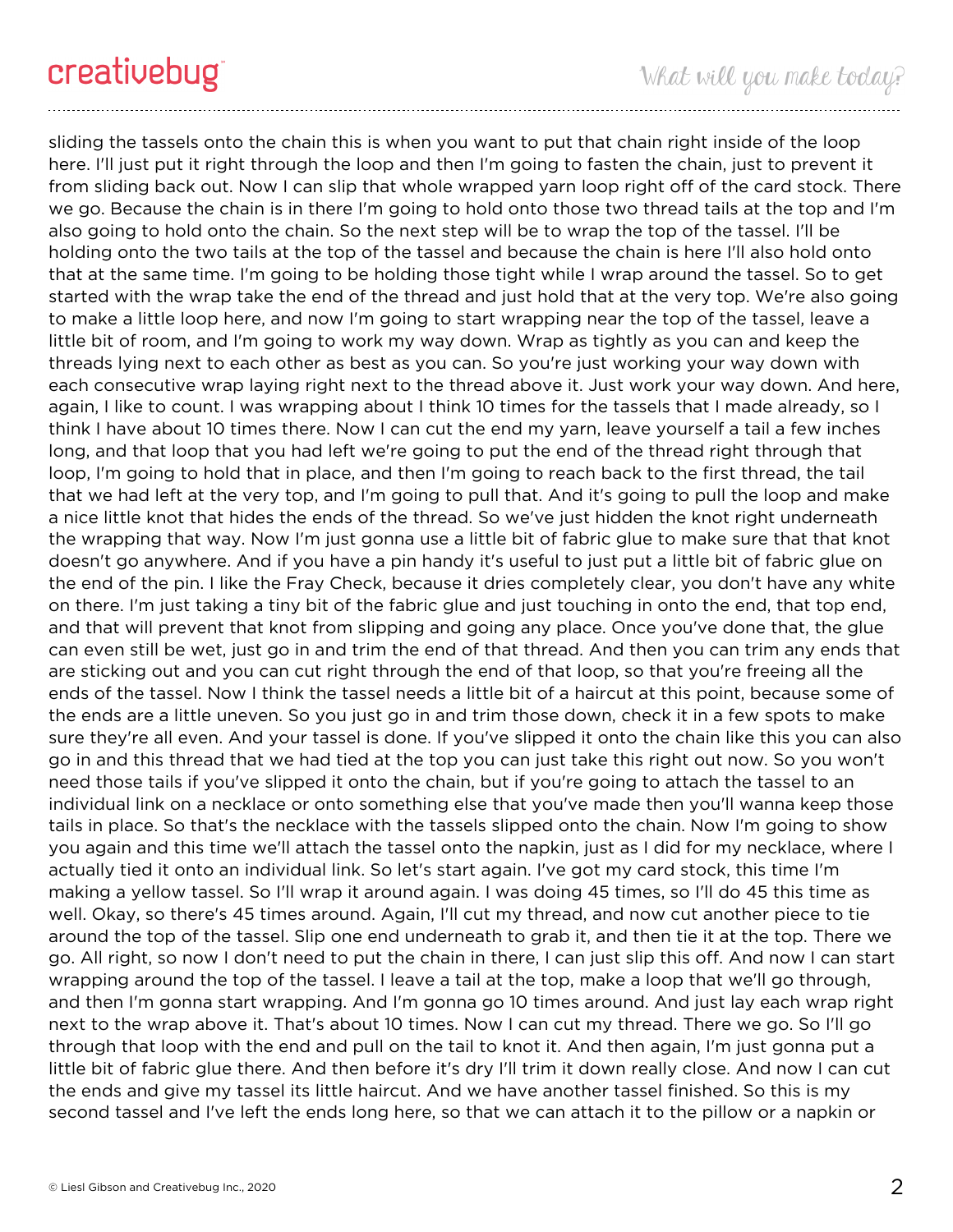sliding the tassels onto the chain this is when you want to put that chain right inside of the loop here. I'll just put it right through the loop and then I'm going to fasten the chain, just to prevent it from sliding back out. Now I can slip that whole wrapped yarn loop right off of the card stock. There we go. Because the chain is in there I'm going to hold onto those two thread tails at the top and I'm also going to hold onto the chain. So the next step will be to wrap the top of the tassel. I'll be holding onto the two tails at the top of the tassel and because the chain is here I'll also hold onto that at the same time. I'm going to be holding those tight while I wrap around the tassel. So to get started with the wrap take the end of the thread and just hold that at the very top. We're also going to make a little loop here, and now I'm going to start wrapping near the top of the tassel, leave a little bit of room, and I'm going to work my way down. Wrap as tightly as you can and keep the threads lying next to each other as best as you can. So you're just working your way down with each consecutive wrap laying right next to the thread above it. Just work your way down. And here, again, I like to count. I was wrapping about I think 10 times for the tassels that I made already, so I think I have about 10 times there. Now I can cut the end my yarn, leave yourself a tail a few inches long, and that loop that you had left we're going to put the end of the thread right through that loop, I'm going to hold that in place, and then I'm going to reach back to the first thread, the tail that we had left at the very top, and I'm going to pull that. And it's going to pull the loop and make a nice little knot that hides the ends of the thread. So we've just hidden the knot right underneath the wrapping that way. Now I'm just gonna use a little bit of fabric glue to make sure that that knot doesn't go anywhere. And if you have a pin handy it's useful to just put a little bit of fabric glue on the end of the pin. I like the Fray Check, because it dries completely clear, you don't have any white on there. I'm just taking a tiny bit of the fabric glue and just touching in onto the end, that top end, and that will prevent that knot from slipping and going any place. Once you've done that, the glue can even still be wet, just go in and trim the end of that thread. And then you can trim any ends that are sticking out and you can cut right through the end of that loop, so that you're freeing all the ends of the tassel. Now I think the tassel needs a little bit of a haircut at this point, because some of the ends are a little uneven. So you just go in and trim those down, check it in a few spots to make sure they're all even. And your tassel is done. If you've slipped it onto the chain like this you can also go in and this thread that we had tied at the top you can just take this right out now. So you won't need those tails if you've slipped it onto the chain, but if you're going to attach the tassel to an individual link on a necklace or onto something else that you've made then you'll wanna keep those tails in place. So that's the necklace with the tassels slipped onto the chain. Now I'm going to show you again and this time we'll attach the tassel onto the napkin, just as I did for my necklace, where I actually tied it onto an individual link. So let's start again. I've got my card stock, this time I'm making a yellow tassel. So I'll wrap it around again. I was doing 45 times, so I'll do 45 this time as well. Okay, so there's 45 times around. Again, I'll cut my thread, and now cut another piece to tie around the top of the tassel. Slip one end underneath to grab it, and then tie it at the top. There we go. All right, so now I don't need to put the chain in there, I can just slip this off. And now I can start wrapping around the top of the tassel. I leave a tail at the top, make a loop that we'll go through, and then I'm gonna start wrapping. And I'm gonna go 10 times around. And just lay each wrap right next to the wrap above it. That's about 10 times. Now I can cut my thread. There we go. So I'll go through that loop with the end and pull on the tail to knot it. And then again, I'm just gonna put a little bit of fabric glue there. And then before it's dry I'll trim it down really close. And now I can cut the ends and give my tassel its little haircut. And we have another tassel finished. So this is my second tassel and I've left the ends long here, so that we can attach it to the pillow or a napkin or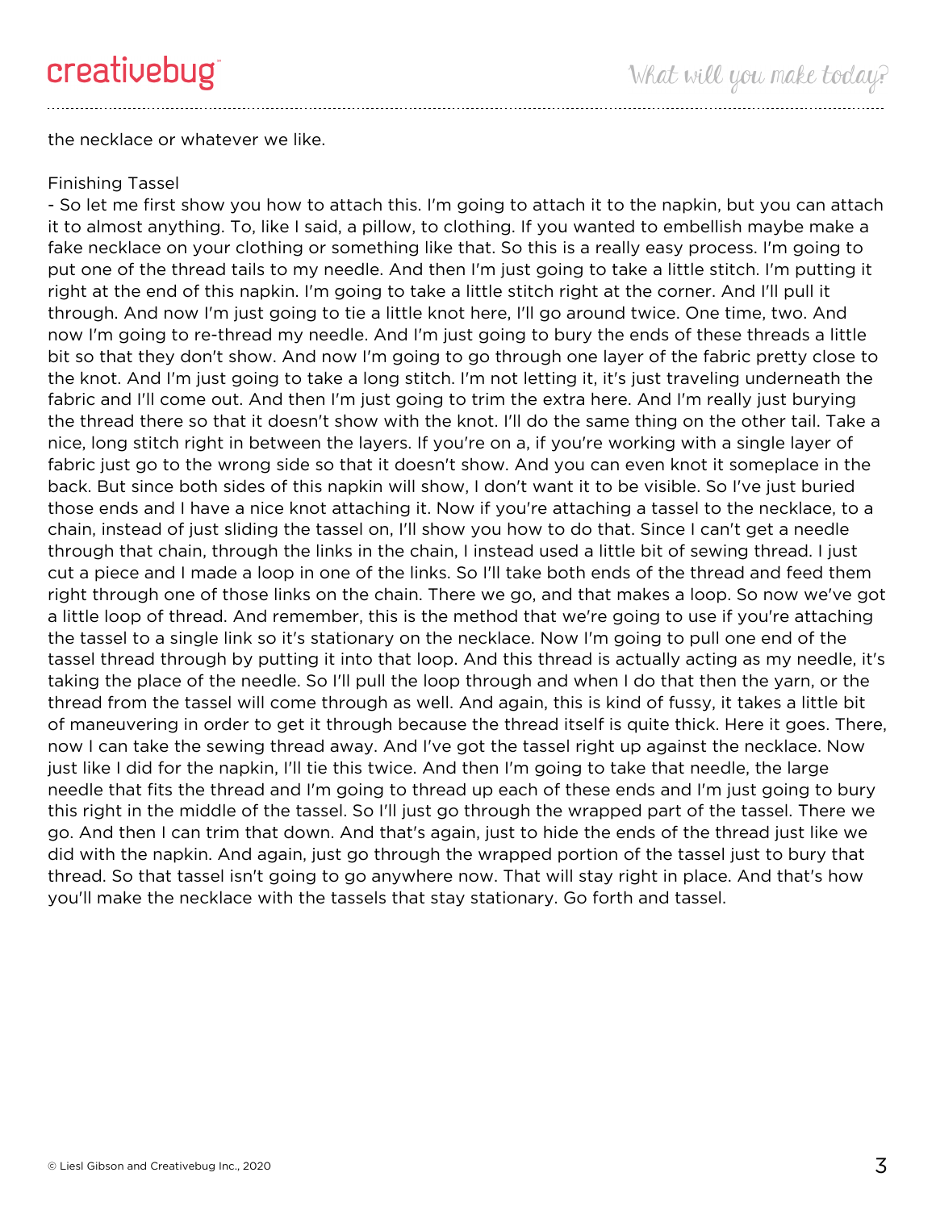the necklace or whatever we like.

## Finishing Tassel

- So let me first show you how to attach this. I'm going to attach it to the napkin, but you can attach it to almost anything. To, like I said, a pillow, to clothing. If you wanted to embellish maybe make a fake necklace on your clothing or something like that. So this is a really easy process. I'm going to put one of the thread tails to my needle. And then I'm just going to take a little stitch. I'm putting it right at the end of this napkin. I'm going to take a little stitch right at the corner. And I'll pull it through. And now I'm just going to tie a little knot here, I'll go around twice. One time, two. And now I'm going to re-thread my needle. And I'm just going to bury the ends of these threads a little bit so that they don't show. And now I'm going to go through one layer of the fabric pretty close to the knot. And I'm just going to take a long stitch. I'm not letting it, it's just traveling underneath the fabric and I'll come out. And then I'm just going to trim the extra here. And I'm really just burying the thread there so that it doesn't show with the knot. I'll do the same thing on the other tail. Take a nice, long stitch right in between the layers. If you're on a, if you're working with a single layer of fabric just go to the wrong side so that it doesn't show. And you can even knot it someplace in the back. But since both sides of this napkin will show, I don't want it to be visible. So I've just buried those ends and I have a nice knot attaching it. Now if you're attaching a tassel to the necklace, to a chain, instead of just sliding the tassel on, I'll show you how to do that. Since I can't get a needle through that chain, through the links in the chain, I instead used a little bit of sewing thread. I just cut a piece and I made a loop in one of the links. So I'll take both ends of the thread and feed them right through one of those links on the chain. There we go, and that makes a loop. So now we've got a little loop of thread. And remember, this is the method that we're going to use if you're attaching the tassel to a single link so it's stationary on the necklace. Now I'm going to pull one end of the tassel thread through by putting it into that loop. And this thread is actually acting as my needle, it's taking the place of the needle. So I'll pull the loop through and when I do that then the yarn, or the thread from the tassel will come through as well. And again, this is kind of fussy, it takes a little bit of maneuvering in order to get it through because the thread itself is quite thick. Here it goes. There, now I can take the sewing thread away. And I've got the tassel right up against the necklace. Now just like I did for the napkin, I'll tie this twice. And then I'm going to take that needle, the large needle that fits the thread and I'm going to thread up each of these ends and I'm just going to bury this right in the middle of the tassel. So I'll just go through the wrapped part of the tassel. There we go. And then I can trim that down. And that's again, just to hide the ends of the thread just like we did with the napkin. And again, just go through the wrapped portion of the tassel just to bury that thread. So that tassel isn't going to go anywhere now. That will stay right in place. And that's how you'll make the necklace with the tassels that stay stationary. Go forth and tassel.

© Liesl Gibson and Creativebug Inc., 2020